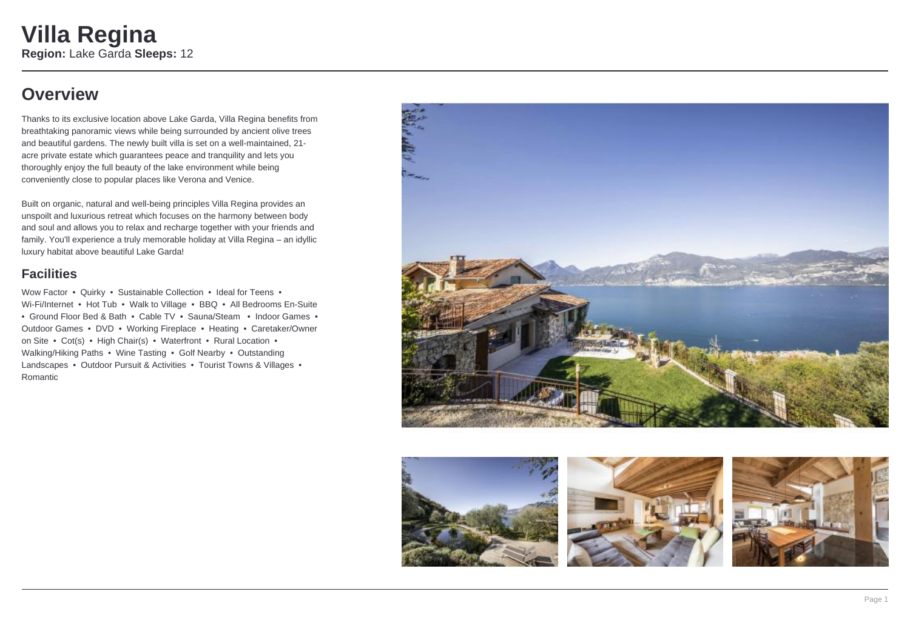# Villa Regina

**Region:** Lake Garda **Sleeps:** 12

## Overview

Thanks to its exclusive location above Lake Garda, Villa Regina benefits from breathtaking panoramic views while being surrounded by ancient olive trees and beautiful gardens. The newly built villa is set on a well-maintained, 21-acre private estate which guarantees peace and tranquility and lets you thoroughly enjoy the full beauty of the lake environment while being conveniently close to popular places like Verona and Venice.

Built on organic, natural and well-being principles Villa Regina provides an unspoilt and luxurious retreat which focuses on the harmony between body and soul and allows you to relax and recharge together with your friends and family. You'll experience a truly memorable holiday at Villa Regina – an idyllic luxury habitat above beautiful Lake Garda!

### Facilities

Wow Factor • Quirky • Sustainable Collection • Ideal for Teens • Wi-Fi/Internet • Hot Tub • Walk to Village • BBQ • All Bedrooms En-Suite • Ground Floor Bed & Bath • Cable TV • Sauna/Steam • Indoor Games • Outdoor Games • DVD • Working Fireplace • Heating • Caretaker/Owner on Site • Cot(s) • High Chair(s) • Waterfront • Rural Location • Walking/Hiking Paths • Wine Tasting • Golf Nearby • Outstanding Landscapes • Outdoor Pursuit & Activities • Tourist Towns & Villages • Romantic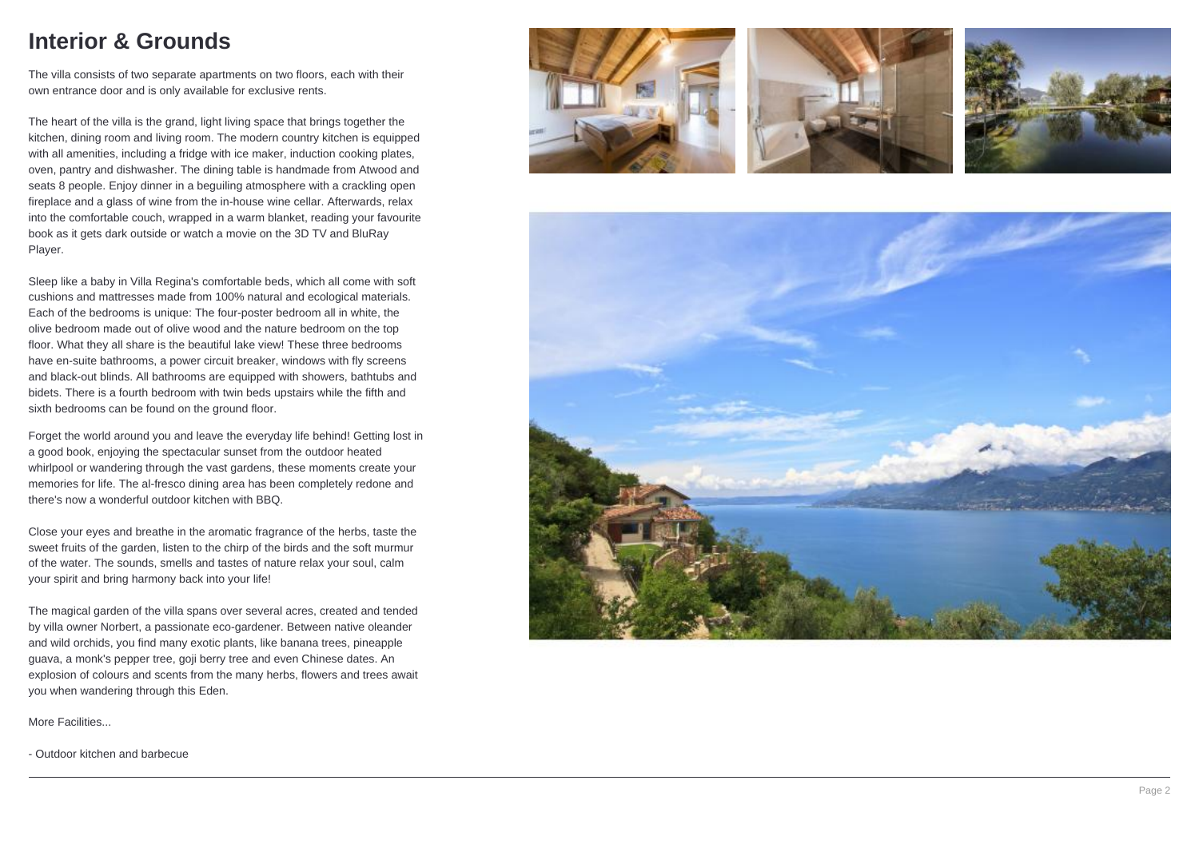# Interior & Grounds

The villa consists of two separate apartments on two floors, each with their own entrance door and is only available for exclusive rents.

The heart of the villa is the grand, light living space that brings together the kitchen, dining room and living room. The modern country kitchen is equipped with all amenities, including a fridge with ice maker, induction cooking plates, oven, pantry and dishwasher. The dining table is handmade from Atwood and seats 8 people. Enjoy dinner in a beguiling atmosphere with a crackling open fireplace and a glass of wine from the in-house wine cellar. Afterwards, relax into the comfortable couch, wrapped in a warm blanket, reading your favourite book as it gets dark outside or watch a movie on the 3D TV and BluRay Player.

Sleep like a baby in Villa Regina's comfortable beds, which all come with soft cushions and mattresses made from 100% natural and ecological materials. Each of the bedrooms is unique: The four-poster bedroom all in white, the olive bedroom made out of olive wood and the nature bedroom on the top floor. What they all share is the beautiful lake view! These three bedrooms have en-suite bathrooms, a power circuit breaker, windows with fly screens and black-out blinds. All bathrooms are equipped with showers, bathtubs and bidets. There is a fourth bedroom with twin beds upstairs while the fifth and sixth bedrooms can be found on the ground floor.

Forget the world around you and leave the everyday life behind! Getting lost in a good book, enjoying the spectacular sunset from the outdoor heated whirlpool or wandering through the vast gardens, these moments create your memories for life. The al-fresco dining area has been completely redone and there's now a wonderful outdoor kitchen with BBQ.

Close your eyes and breathe in the aromatic fragrance of the herbs, taste the sweet fruits of the garden, listen to the chirp of the birds and the soft murmur of the water. The sounds, smells and tastes of nature relax your soul, calm your spirit and bring harmony back into your life!

The magical garden of the villa spans over several acres, created and tended by villa owner Norbert, a passionate eco-gardener. Between native oleander and wild orchids, you find many exotic plants, like banana trees, pineapple guava, a monk's pepper tree, goji berry tree and even Chinese dates. An explosion of colours and scents from the many herbs, flowers and trees await you when wandering through this Eden.

More Facilities...

- Outdoor kitchen and barbecue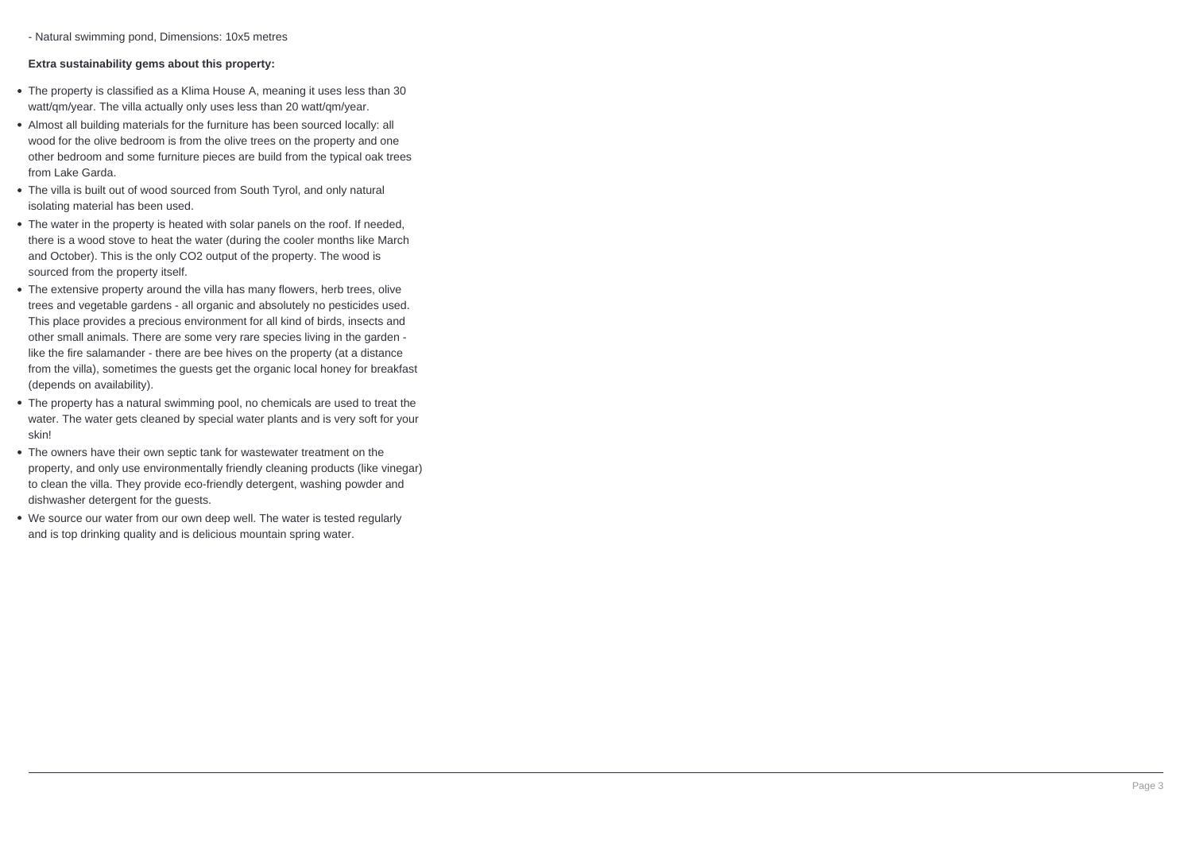- Natural swimming pond, Dimensions: 10x5 metres

**Extra sustainability gems about this property:**

- The property is classified as a Klima House A, meaning it uses less than 30 watt/qm/year. The villa actually only uses less than 20 watt/qm/year.
- Almost all building materials for the furniture has been sourced locally: all wood for the olive bedroom is from the olive trees on the property and one other bedroom and some furniture pieces are build from the typical oak trees from Lake Garda.
- The villa is built out of wood sourced from South Tyrol, and only natural isolating material has been used.
- The water in the property is heated with solar panels on the roof. If needed, there is a wood stove to heat the water (during the cooler months like March and October). This is the only $CO_2$ output of the property. The wood is sourced from the property itself.
- The extensive property around the villa has many flowers, herb trees, olive trees and vegetable gardens - all organic and absolutely no pesticides used. This place provides a precious environment for all kind of birds, insects and other small animals. There are some very rare species living in the garden - like the fire salamander - there are bee hives on the property (at a distance from the villa), sometimes the guests get the organic local honey for breakfast (depends on availability).
- The property has a natural swimming pool, no chemicals are used to treat the water. The water gets cleaned by special water plants and is very soft for your skin!
- The owners have their own septic tank for wastewater treatment on the property, and only use environmentally friendly cleaning products (like vinegar) to clean the villa. They provide eco-friendly detergent, washing powder and dishwasher detergent for the guests.
- We source our water from our own deep well. The water is tested regularly and is top drinking quality and is delicious mountain spring water.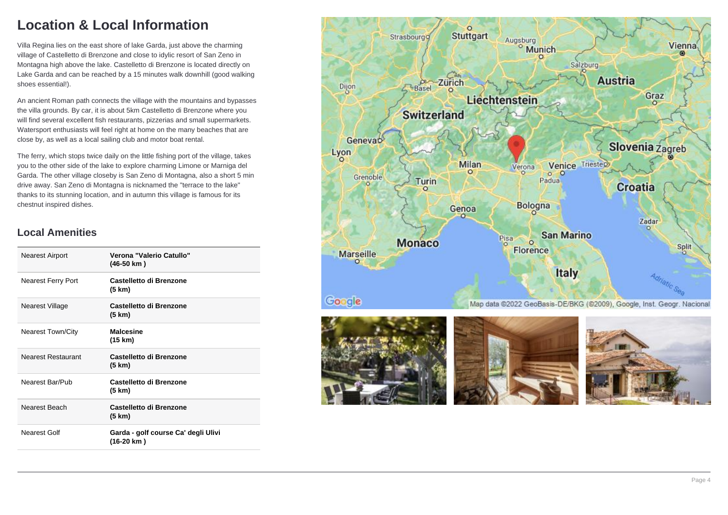# Location & Local Information

Villa Regina lies on the east shore of lake Garda, just above the charming village of Castelletto di Brenzone and close to idylic resort of San Zeno in Montagna high above the lake. Castelletto di Brenzone is located directly on Lake Garda and can be reached by a 15 minutes walk downhill (good walking shoes essential!).

An ancient Roman path connects the village with the mountains and bypasses the villa grounds. By car, it is about 5km Castelletto di Brenzone where you will find several excellent fish restaurants, pizzerias and small supermarkets. Watersport enthusiasts will feel right at home on the many beaches that are close by, as well as a local sailing club and motor boat rental.

The ferry, which stops twice daily on the little fishing port of the village, takes you to the other side of the lake to explore charming Limone or Marniga del Garda. The other village closeby is San Zeno di Montagna, also a short 5 min drive away. San Zeno di Montagna is nicknamed the "terrace to the lake" thanks to its stunning location, and in autumn this village is famous for its chestnut inspired dishes.

## Local Amenities

| | |
|---|---|
| Nearest Airport | **Verona "Valerio Catullo" (46-50 km )** |
| Nearest Ferry Port | **Castelletto di Brenzone (5 km)** |
| Nearest Village | **Castelletto di Brenzone (5 km)** |
| Nearest Town/City | **Malcesine (15 km)** |
| Nearest Restaurant | **Castelletto di Brenzone (5 km)** |
| Nearest Bar/Pub | **Castelletto di Brenzone (5 km)** |
| Nearest Beach | **Castelletto di Brenzone (5 km)** |
| Nearest Golf | **Garda - golf course Ca' degli Ulivi (16-20 km )** |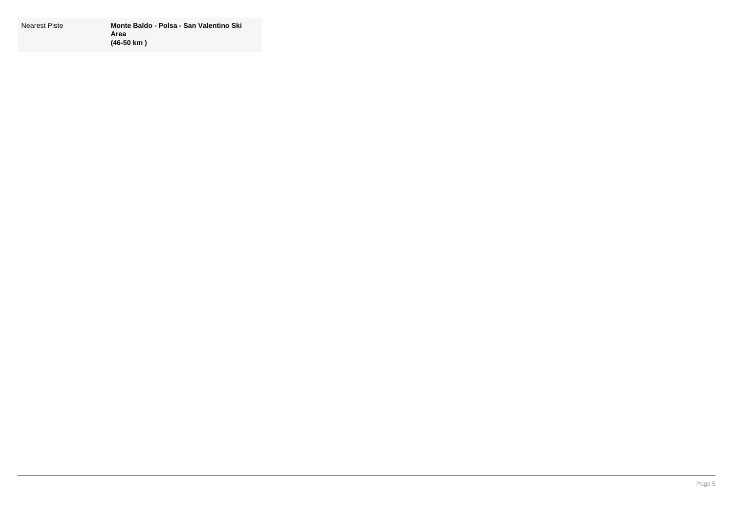| Nearest Piste | **Monte Baldo - Polsa - San Valentino Ski Area (46-50 km )** |
|---|---|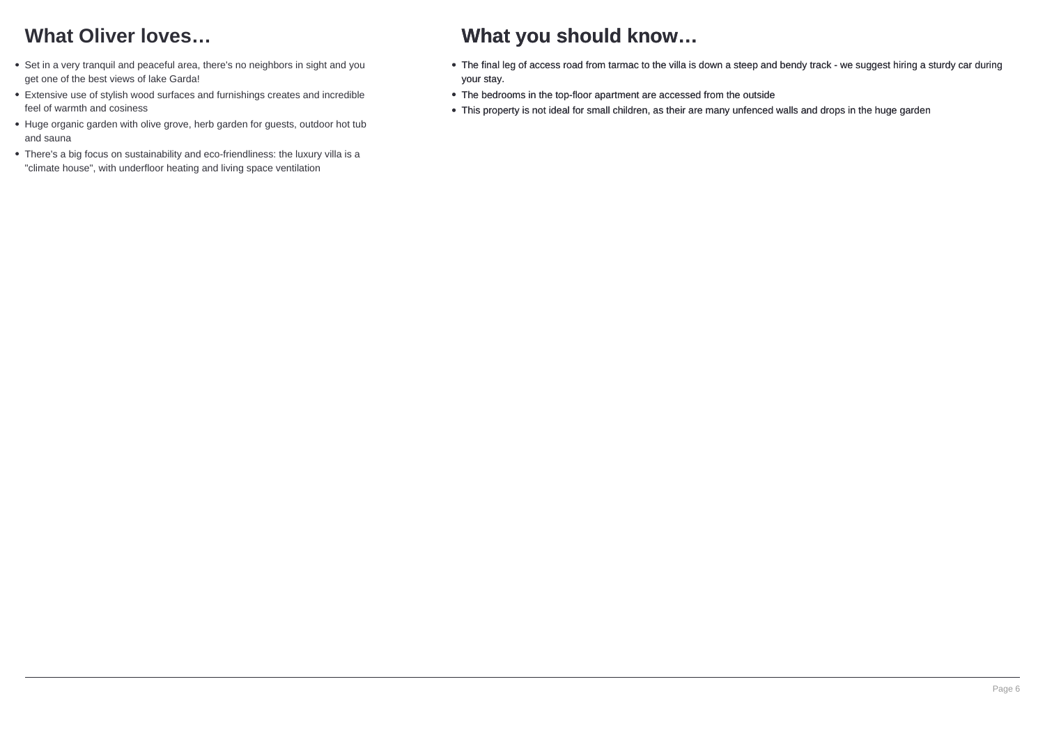## What Oliver loves…

- Set in a very tranquil and peaceful area, there's no neighbors in sight and you get one of the best views of lake Garda!
- Extensive use of stylish wood surfaces and furnishings creates and incredible feel of warmth and cosiness
- Huge organic garden with olive grove, herb garden for guests, outdoor hot tub and sauna
- There's a big focus on sustainability and eco-friendliness: the luxury villa is a "climate house", with underfloor heating and living space ventilation

## What you should know…

- The final leg of access road from tarmac to the villa is down a steep and bendy track - we suggest hiring a sturdy car during your stay.
- The bedrooms in the top-floor apartment are accessed from the outside
- This property is not ideal for small children, as their are many unfenced walls and drops in the huge garden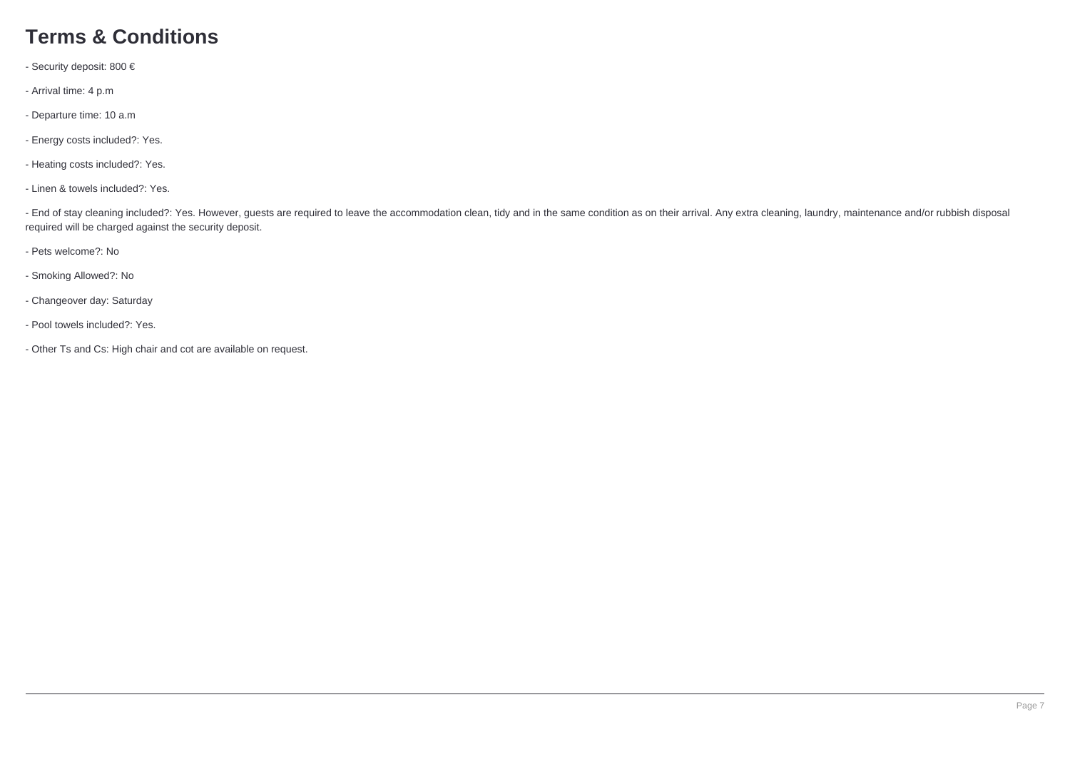# Terms & Conditions

- Security deposit: 800 €

- Arrival time: 4 p.m

- Departure time: 10 a.m

- Energy costs included?: Yes.

- Heating costs included?: Yes.

- Linen & towels included?: Yes.

- End of stay cleaning included?: Yes. However, guests are required to leave the accommodation clean, tidy and in the same condition as on their arrival. Any extra cleaning, laundry, maintenance and/or rubbish disposal required will be charged against the security deposit.

- Pets welcome?: No

- Smoking Allowed?: No

- Changeover day: Saturday

- Pool towels included?: Yes.

- Other Ts and Cs: High chair and cot are available on request.